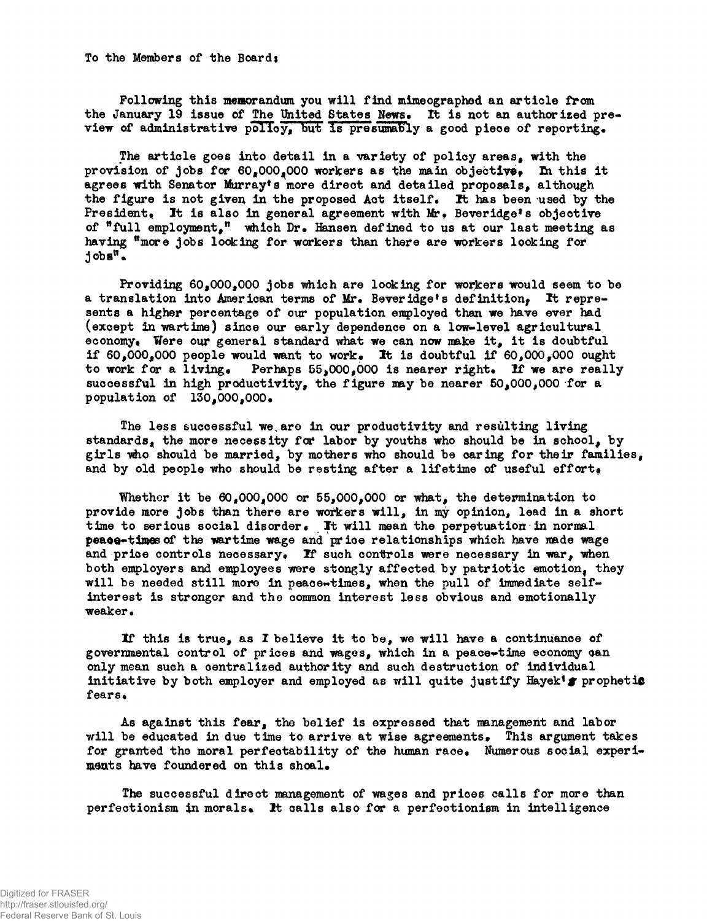To the Members of the Board:

Following this memorandum you will find mimeographed an article from the January 19 issue of The United States News. It is not an authorized preview of administrative policy, but is presumably a good piece of reporting.

The article goes into detail in a variety of policy areas, with the provision of jobs for 60,000,000 workers as the main objective. In this it agrees with Senator Murray's more direct and detailed proposals, although the figure is not given in the proposed Act itself. It has been used by the President. It is also in general agreement with Mr. Beveridge's objective of "full employment," which Dr. Hansen defined to us at our last meeting as having "more jobs looking for workers than there are workers looking for jobs".

Providing 60,000,000 jobs which are looking for workers would seem to be a translation into American terms of Mr. Beveridge's definition. It represents a higher percentage of our population employed than we have ever had (except in wartime) since our early dependence on a low-level agricultural economy. Were our general standard what we can now make it, it is doubtful if 60,000,000 people would want to work. It is doubtful if 60,000,000 ought to work for a living. Perhaps 55,000,000 is nearer right. If we are really successful in high productivity, the figure may be nearer 50,000,000 for a population of 130,000,000.

The less successful we are in our productivity and resulting living standards, the more necessity for labor by youths who should be in school, by girls who should be married, by mothers who should be caring for their families, and by old people who should be resting after a lifetime of useful effort.

Whether it be 60,000,000 or 55,000,000 or what, the determination to provide more jobs than there are workers will, in my opinion, lead in a short time to serious social disorder. It will mean the perpetuation in normal peace-times of the wartime wage and price relationships which have made wage and price controls necessary. If such controls were necessary in war, when both employers and employees were stongly affected by patriotic emotion, they will be needed still more in peace-times, when the pull of immediate self-interest is stronger and the common interest less obvious and emotionally weaker.

If this is true, as I believe it to be, we will have a continuance of governmental control of prices and wages, which in a peace-time economy can only mean such a centralized authority and such destruction of individual initiative by both employer and employed as will quite justify Hayek's prophetic fears.

As against this fear, the belief is expressed that management and labor will be educated in due time to arrive at wise agreements. This argument takes for granted the moral perfectability of the human race. Numerous social experiments have foundered on this shoal.

The successful direct management of wages and prices calls for more than perfectionism in morals. It calls also for a perfectionism in intelligence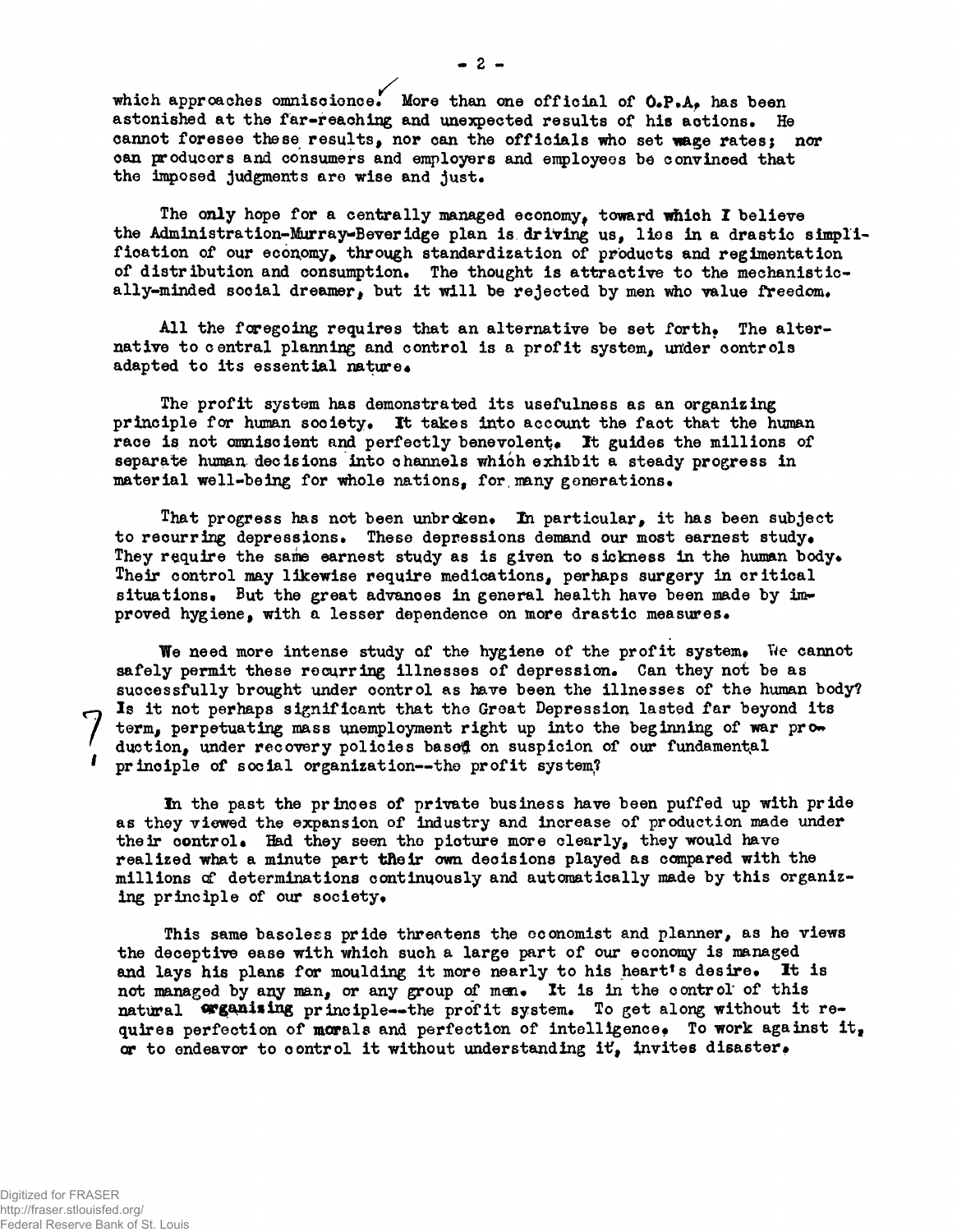which approaches omniscience. More than one official of O.P.A. has been astonished at the far-reaching and unexpected results of his actions. He cannot foresee these results, nor can the officials who set wage rates; nor can producers and consumers and employers and employees be convinced that the imposed judgments are wise and just.

The only hope for a centrally managed economy, toward which I believe the Administration-Murray-Beveridge plan is driving us, lies in a drastic simplification of our economy, through standardization of products and regimentation of distribution and consumption. The thought is attractive to the mechanistically-minded social dreamer, but it will be rejected by men who value freedom.

All the foregoing requires that an alternative be set forth. The alternative to central planning and control is a profit system, under controls adapted to its essential nature.

The profit system has demonstrated its usefulness as an organizing principle for human society. It takes into account the fact that the human race is not omniscient and perfectly benevolent. It guides the millions of separate human decisions into channels which exhibit a steady progress in material well-being for whole nations, for many generations.

That progress has not been unbroken. In particular, it has been subject to recurring depressions. These depressions demand our most earnest study. They require the same earnest study as is given to sickness in the human body. Their control may likewise require medications, perhaps surgery in critical situations. But the great advances in general health have been made by improved hygiene, with a lesser dependence on more drastic measures.

We need more intense study of the hygiene of the profit system. We cannot safely permit these recurring illnesses of depression. Can they not be as successfully brought under control as have been the illnesses of the human body? Is it not perhaps significant that the Great Depression lasted far beyond its term, perpetuating mass unemployment right up into the beginning of war production, under recovery policies based on suspicion of our fundamental principle of social organization--the profit system?

In the past the princes of private business have been puffed up with pride as they viewed the expansion of industry and increase of production made under their control. Had they seen the picture more clearly, they would have realized what a minute part their own decisions played as compared with the millions of determinations continuously and automatically made by this organizing principle of our society.

This same baseless pride threatens the economist and planner, as he views the deceptive ease with which such a large part of our economy is managed and lays his plans for moulding it more nearly to his heart's desire. It is not managed by any man, or any group of men. It is in the control of this natural organizing principle--the profit system. To get along without it requires perfection of morals and perfection of intelligence. To work against it, or to endeavor to control it without understanding it, invites disaster.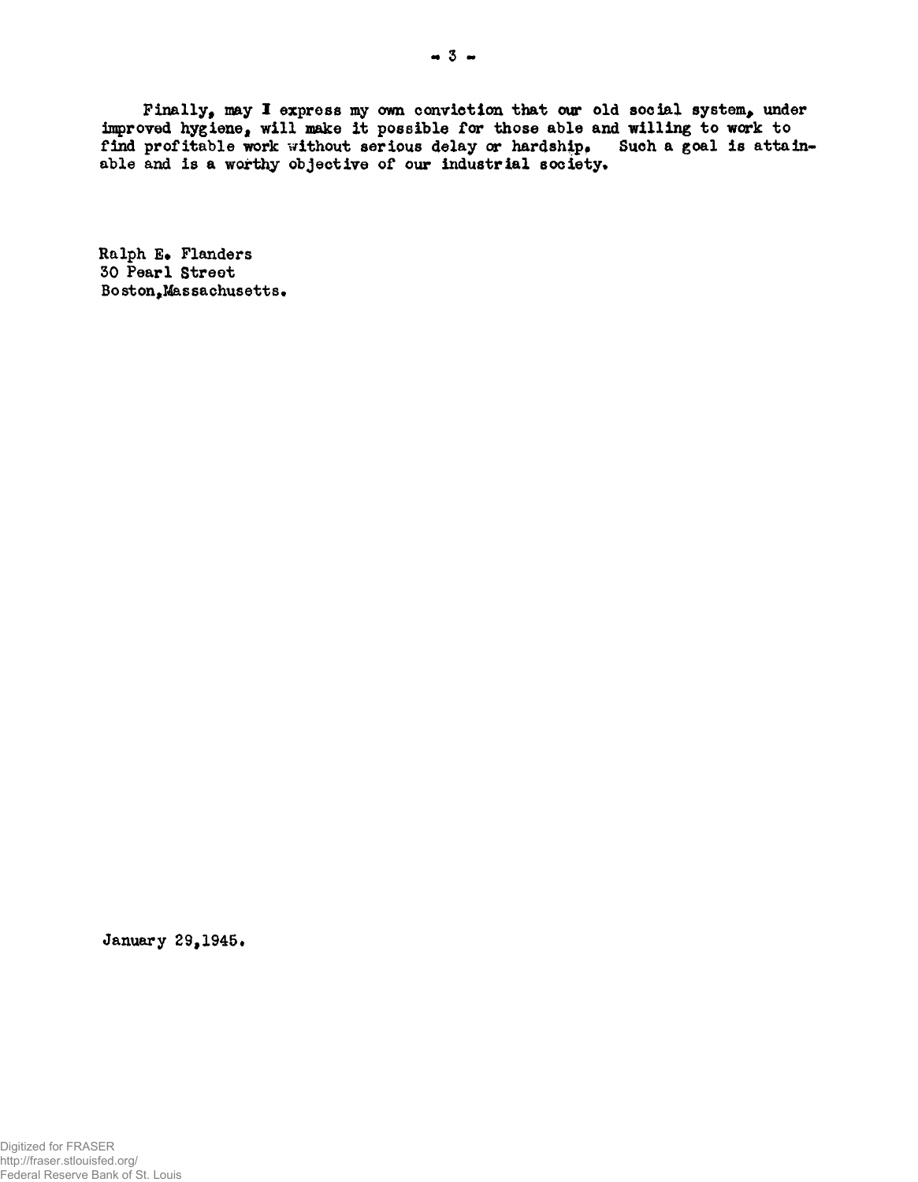Finally, may I express my own conviction that our old social system, under improved hygiene, will make it possible for those able and willing to work to find profitable work without serious delay or hardship. Such a goal is attainable and is a worthy objective of our industrial society.

Ralph E. Flanders  
30 Pearl Street  
Boston, Massachusetts.

January 29, 1945.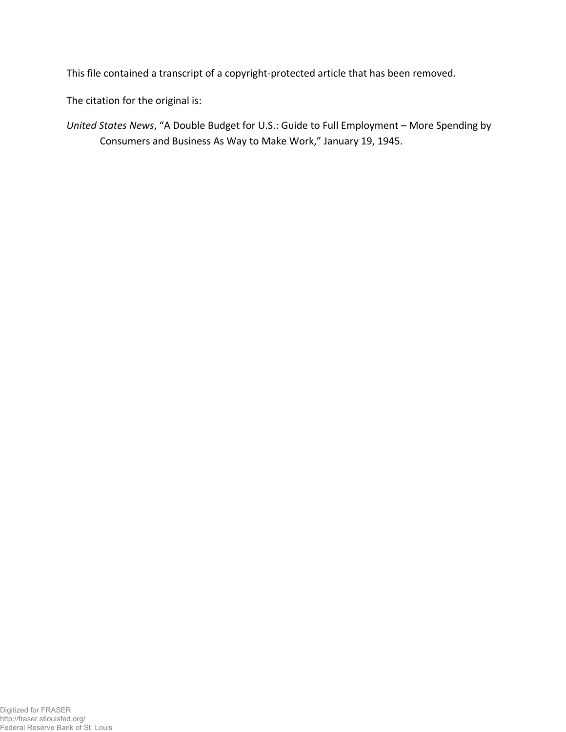This file contained a transcript of a copyright-protected article that has been removed.

The citation for the original is:

*United States News*, "A Double Budget for U.S.: Guide to Full Employment – More Spending by Consumers and Business As Way to Make Work," January 19, 1945.